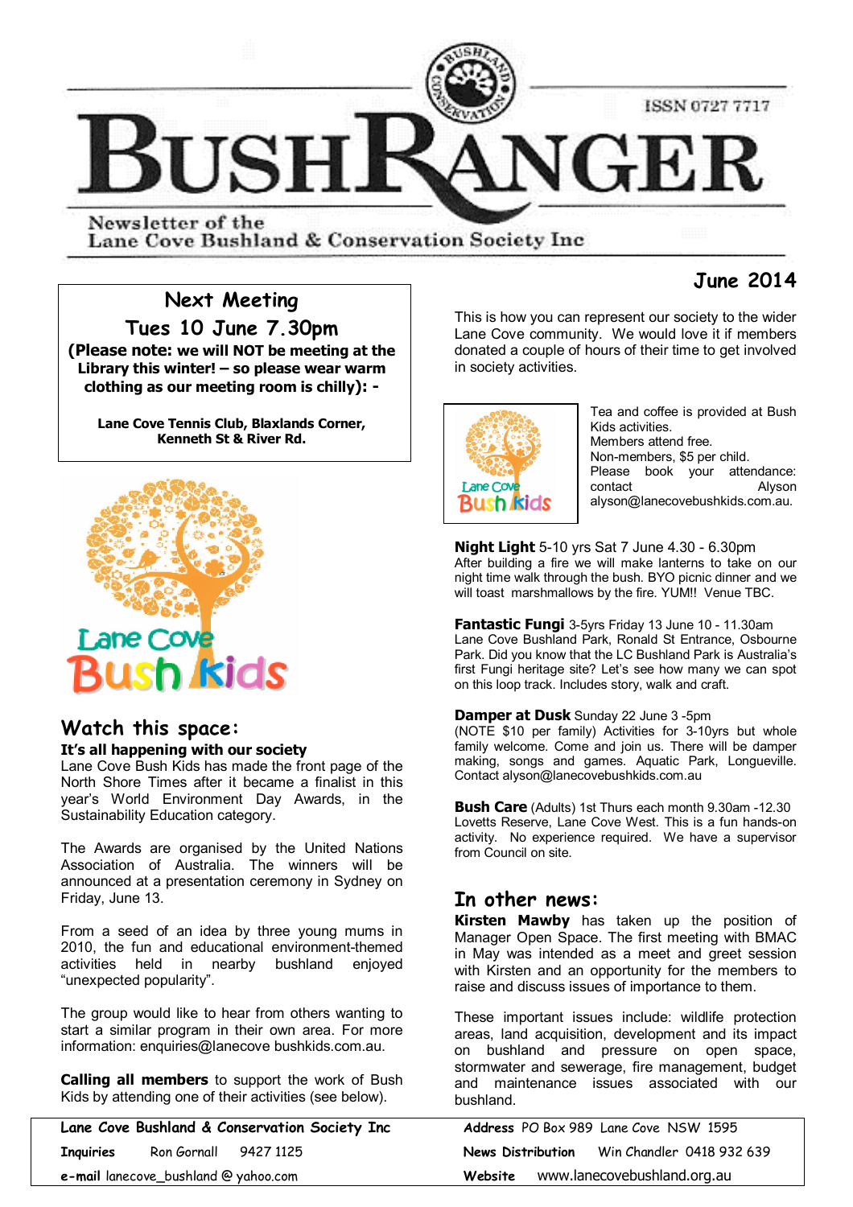# BUSHRANGER

ISSN 0727 7717

Newsletter of the Lane Cove Bushland & Conservation Society Inc

**June 2014**

## Next Meeting

## Tues 10 June 7.30pm

**(Please note: we will NOT be meeting at the Library this winter! – so please wear warm clothing as our meeting room is chilly): -**

**Lane Cove Tennis Club, Blaxlands Corner, Kenneth St & River Rd.**

## Watch this space:

**It's all happening with our society**

Lane Cove Bush Kids has made the front page of the North Shore Times after it became a finalist in this year's World Environment Day Awards, in the Sustainability Education category.

The Awards are organised by the United Nations Association of Australia. The winners will be announced at a presentation ceremony in Sydney on Friday, June 13.

From a seed of an idea by three young mums in 2010, the fun and educational environment-themed activities held in nearby bushland enjoyed "unexpected popularity".

The group would like to hear from others wanting to start a similar program in their own area. For more information: enquiries@lanecove bushkids.com.au.

**Calling all members** to support the work of Bush Kids by attending one of their activities (see below). This is how you can represent our society to the wider Lane Cove community. We would love it if members donated a couple of hours of their time to get involved in society activities.

Tea and coffee is provided at Bush Kids activities.
Members attend free.
Non-members, $5 per child.
Please book your attendance: contact Alyson alyson@lanecovebushkids.com.au.

**Night Light** 5-10 yrs Sat 7 June 4.30 - 6.30pm
After building a fire we will make lanterns to take on our night time walk through the bush. BYO picnic dinner and we will toast marshmallows by the fire. YUM!! Venue TBC.

**Fantastic Fungi** 3-5yrs Friday 13 June 10 - 11.30am
Lane Cove Bushland Park, Ronald St Entrance, Osbourne Park. Did you know that the LC Bushland Park is Australia's first Fungi heritage site? Let's see how many we can spot on this loop track. Includes story, walk and craft.

**Damper at Dusk** Sunday 22 June 3 -5pm
(NOTE $10 per family) Activities for 3-10yrs but whole family welcome. Come and join us. There will be damper making, songs and games. Aquatic Park, Longueville. Contact alyson@lanecovebushkids.com.au

**Bush Care** (Adults) 1st Thurs each month 9.30am -12.30
Lovetts Reserve, Lane Cove West. This is a fun hands-on activity. No experience required. We have a supervisor from Council on site.

## In other news:

**Kirsten Mawby** has taken up the position of Manager Open Space. The first meeting with BMAC in May was intended as a meet and greet session with Kirsten and an opportunity for the members to raise and discuss issues of importance to them.

These important issues include: wildlife protection areas, land acquisition, development and its impact on bushland and pressure on open space, stormwater and sewerage, fire management, budget and maintenance issues associated with our bushland.

---

**Lane Cove Bushland & Conservation Society Inc**
**Inquiries** Ron Gornall 9427 1125
**e-mail** lanecove_bushland @ yahoo.com
**Address** PO Box 989 Lane Cove NSW 1595
**News Distribution** Win Chandler 0418 932 639
**Website** www.lanecovebushland.org.au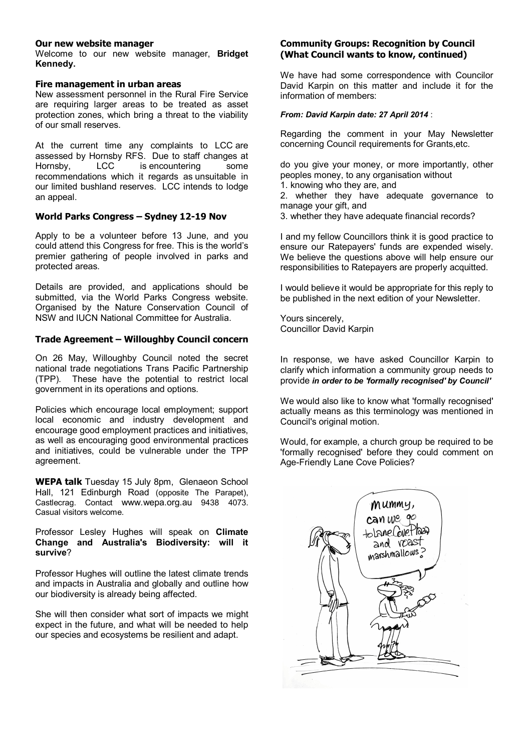**Our new website manager**

Welcome to our new website manager, **Bridget Kennedy.**

**Fire management in urban areas**

New assessment personnel in the Rural Fire Service are requiring larger areas to be treated as asset protection zones, which bring a threat to the viability of our small reserves.

At the current time any complaints to LCC are assessed by Hornsby RFS. Due to staff changes at Hornsby, LCC is encountering some recommendations which it regards as unsuitable in our limited bushland reserves. LCC intends to lodge an appeal.

### World Parks Congress – Sydney 12-19 Nov

Apply to be a volunteer before 13 June, and you could attend this Congress for free. This is the world's premier gathering of people involved in parks and protected areas.

Details are provided, and applications should be submitted, via the World Parks Congress website. Organised by the Nature Conservation Council of NSW and IUCN National Committee for Australia.

### Trade Agreement – Willoughby Council concern

On 26 May, Willoughby Council noted the secret national trade negotiations Trans Pacific Partnership (TPP). These have the potential to restrict local government in its operations and options.

Policies which encourage local employment; support local economic and industry development and encourage good employment practices and initiatives, as well as encouraging good environmental practices and initiatives, could be vulnerable under the TPP agreement.

**WEPA talk** Tuesday 15 July 8pm, Glenaeon School Hall, 121 Edinburgh Road (opposite The Parapet), Castlecrag. Contact www.wepa.org.au 9438 4073. Casual visitors welcome.

Professor Lesley Hughes will speak on **Climate Change and Australia's Biodiversity: will it survive**?

Professor Hughes will outline the latest climate trends and impacts in Australia and globally and outline how our biodiversity is already being affected.

She will then consider what sort of impacts we might expect in the future, and what will be needed to help our species and ecosystems be resilient and adapt.

### Community Groups: Recognition by Council (What Council wants to know, continued)

We have had some correspondence with Councilor David Karpin on this matter and include it for the information of members:

***From: David Karpin date: 27 April 2014*** :

Regarding the comment in your May Newsletter concerning Council requirements for Grants,etc.

do you give your money, or more importantly, other peoples money, to any organisation without

1. knowing who they are, and
2. whether they have adequate governance to manage your gift, and
3. whether they have adequate financial records?

I and my fellow Councillors think it is good practice to ensure our Ratepayers' funds are expended wisely. We believe the questions above will help ensure our responsibilities to Ratepayers are properly acquitted.

I would believe it would be appropriate for this reply to be published in the next edition of your Newsletter.

Yours sincerely,
Councillor David Karpin

In response, we have asked Councillor Karpin to clarify which information a community group needs to provide ***in order to be 'formally recognised' by Council'***

We would also like to know what 'formally recognised' actually means as this terminology was mentioned in Council's original motion.

Would, for example, a church group be required to be 'formally recognised' before they could comment on Age-Friendly Lane Cove Policies?